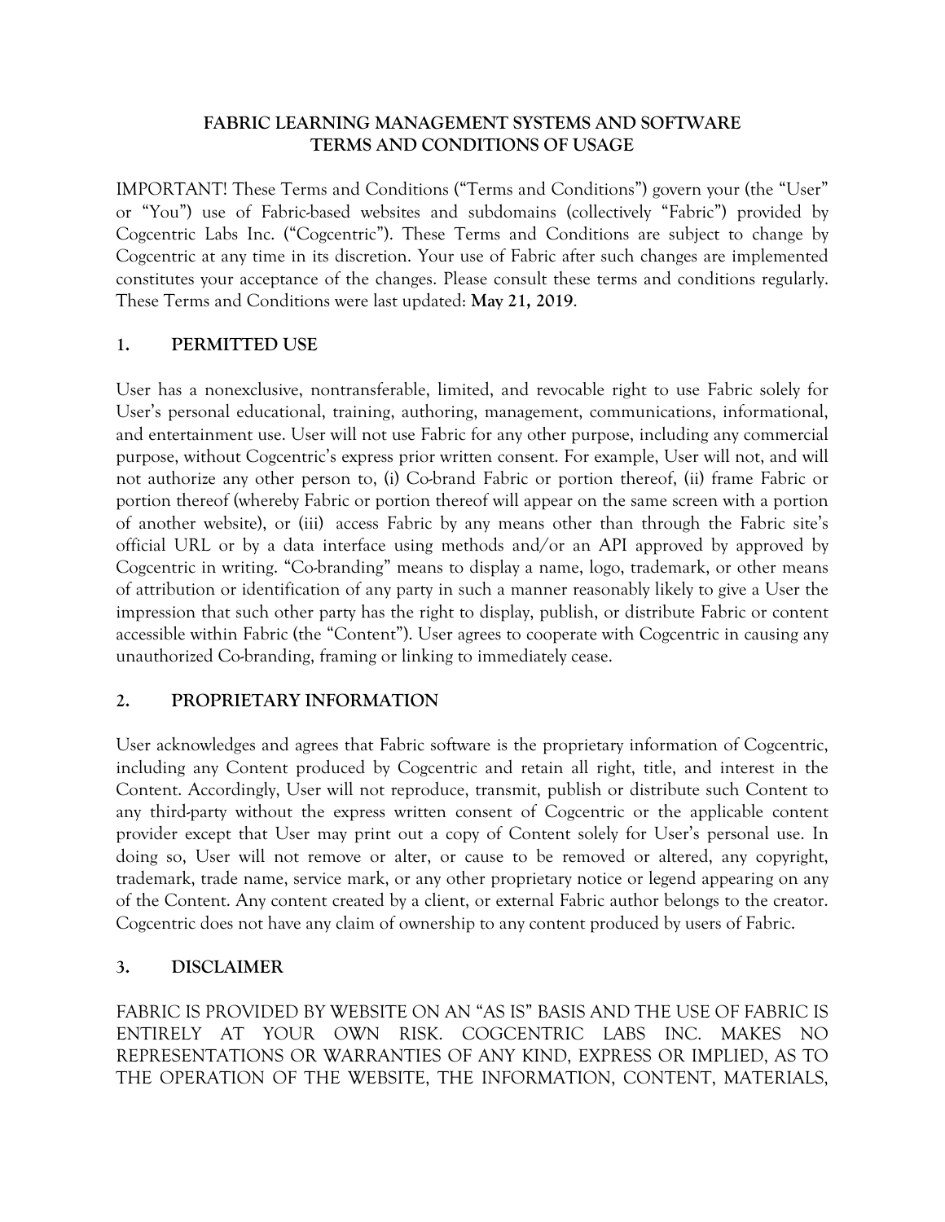# FABRIC LEARNING MANAGEMENT SYSTEMS AND SOFTWARE TERMS AND CONDITIONS OF USAGE

IMPORTANT! These Terms and Conditions ("Terms and Conditions") govern your (the "User" or "You") use of Fabric-based websites and subdomains (collectively "Fabric") provided by Cogcentric Labs Inc. ("Cogcentric"). These Terms and Conditions are subject to change by Cogcentric at any time in its discretion. Your use of Fabric after such changes are implemented constitutes your acceptance of the changes. Please consult these terms and conditions regularly. These Terms and Conditions were last updated: **May 21, 2019**.

## 1. PERMITTED USE

User has a nonexclusive, nontransferable, limited, and revocable right to use Fabric solely for User's personal educational, training, authoring, management, communications, informational, and entertainment use. User will not use Fabric for any other purpose, including any commercial purpose, without Cogcentric's express prior written consent. For example, User will not, and will not authorize any other person to, (i) Co-brand Fabric or portion thereof, (ii) frame Fabric or portion thereof (whereby Fabric or portion thereof will appear on the same screen with a portion of another website), or (iii) access Fabric by any means other than through the Fabric site's official URL or by a data interface using methods and/or an API approved by approved by Cogcentric in writing. "Co-branding" means to display a name, logo, trademark, or other means of attribution or identification of any party in such a manner reasonably likely to give a User the impression that such other party has the right to display, publish, or distribute Fabric or content accessible within Fabric (the "Content"). User agrees to cooperate with Cogcentric in causing any unauthorized Co-branding, framing or linking to immediately cease.

## 2. PROPRIETARY INFORMATION

User acknowledges and agrees that Fabric software is the proprietary information of Cogcentric, including any Content produced by Cogcentric and retain all right, title, and interest in the Content. Accordingly, User will not reproduce, transmit, publish or distribute such Content to any third-party without the express written consent of Cogcentric or the applicable content provider except that User may print out a copy of Content solely for User's personal use. In doing so, User will not remove or alter, or cause to be removed or altered, any copyright, trademark, trade name, service mark, or any other proprietary notice or legend appearing on any of the Content. Any content created by a client, or external Fabric author belongs to the creator. Cogcentric does not have any claim of ownership to any content produced by users of Fabric.

## 3. DISCLAIMER

FABRIC IS PROVIDED BY WEBSITE ON AN "AS IS" BASIS AND THE USE OF FABRIC IS ENTIRELY AT YOUR OWN RISK. COGCENTRIC LABS INC. MAKES NO REPRESENTATIONS OR WARRANTIES OF ANY KIND, EXPRESS OR IMPLIED, AS TO THE OPERATION OF THE WEBSITE, THE INFORMATION, CONTENT, MATERIALS,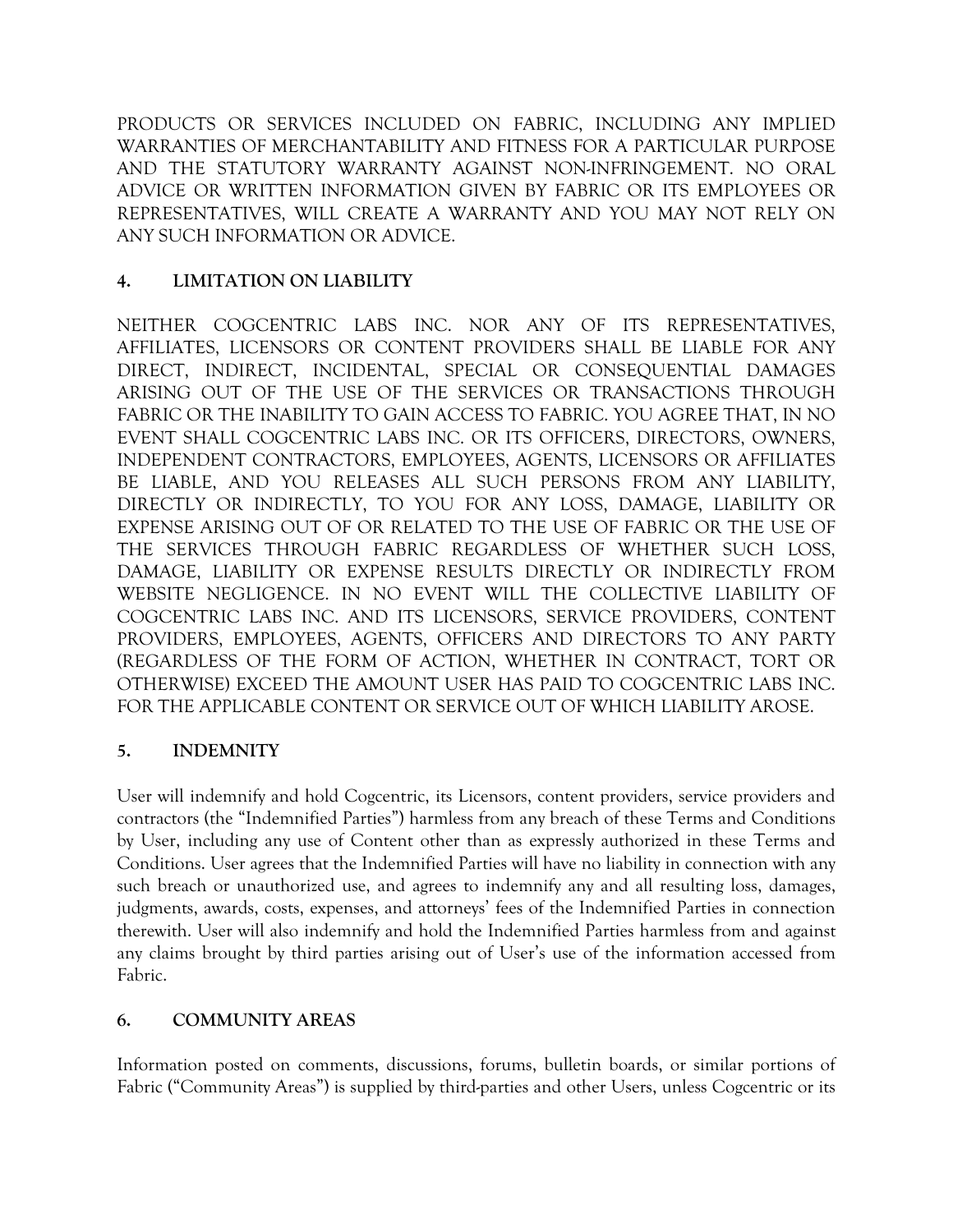PRODUCTS OR SERVICES INCLUDED ON FABRIC, INCLUDING ANY IMPLIED WARRANTIES OF MERCHANTABILITY AND FITNESS FOR A PARTICULAR PURPOSE AND THE STATUTORY WARRANTY AGAINST NON-INFRINGEMENT. NO ORAL ADVICE OR WRITTEN INFORMATION GIVEN BY FABRIC OR ITS EMPLOYEES OR REPRESENTATIVES, WILL CREATE A WARRANTY AND YOU MAY NOT RELY ON ANY SUCH INFORMATION OR ADVICE.

## 4. LIMITATION ON LIABILITY

NEITHER COGCENTRIC LABS INC. NOR ANY OF ITS REPRESENTATIVES, AFFILIATES, LICENSORS OR CONTENT PROVIDERS SHALL BE LIABLE FOR ANY DIRECT, INDIRECT, INCIDENTAL, SPECIAL OR CONSEQUENTIAL DAMAGES ARISING OUT OF THE USE OF THE SERVICES OR TRANSACTIONS THROUGH FABRIC OR THE INABILITY TO GAIN ACCESS TO FABRIC. YOU AGREE THAT, IN NO EVENT SHALL COGCENTRIC LABS INC. OR ITS OFFICERS, DIRECTORS, OWNERS, INDEPENDENT CONTRACTORS, EMPLOYEES, AGENTS, LICENSORS OR AFFILIATES BE LIABLE, AND YOU RELEASES ALL SUCH PERSONS FROM ANY LIABILITY, DIRECTLY OR INDIRECTLY, TO YOU FOR ANY LOSS, DAMAGE, LIABILITY OR EXPENSE ARISING OUT OF OR RELATED TO THE USE OF FABRIC OR THE USE OF THE SERVICES THROUGH FABRIC REGARDLESS OF WHETHER SUCH LOSS, DAMAGE, LIABILITY OR EXPENSE RESULTS DIRECTLY OR INDIRECTLY FROM WEBSITE NEGLIGENCE. IN NO EVENT WILL THE COLLECTIVE LIABILITY OF COGCENTRIC LABS INC. AND ITS LICENSORS, SERVICE PROVIDERS, CONTENT PROVIDERS, EMPLOYEES, AGENTS, OFFICERS AND DIRECTORS TO ANY PARTY (REGARDLESS OF THE FORM OF ACTION, WHETHER IN CONTRACT, TORT OR OTHERWISE) EXCEED THE AMOUNT USER HAS PAID TO COGCENTRIC LABS INC. FOR THE APPLICABLE CONTENT OR SERVICE OUT OF WHICH LIABILITY AROSE.

## 5. INDEMNITY

User will indemnify and hold Cogcentric, its Licensors, content providers, service providers and contractors (the "Indemnified Parties") harmless from any breach of these Terms and Conditions by User, including any use of Content other than as expressly authorized in these Terms and Conditions. User agrees that the Indemnified Parties will have no liability in connection with any such breach or unauthorized use, and agrees to indemnify any and all resulting loss, damages, judgments, awards, costs, expenses, and attorneys' fees of the Indemnified Parties in connection therewith. User will also indemnify and hold the Indemnified Parties harmless from and against any claims brought by third parties arising out of User's use of the information accessed from Fabric.

## 6. COMMUNITY AREAS

Information posted on comments, discussions, forums, bulletin boards, or similar portions of Fabric ("Community Areas") is supplied by third-parties and other Users, unless Cogcentric or its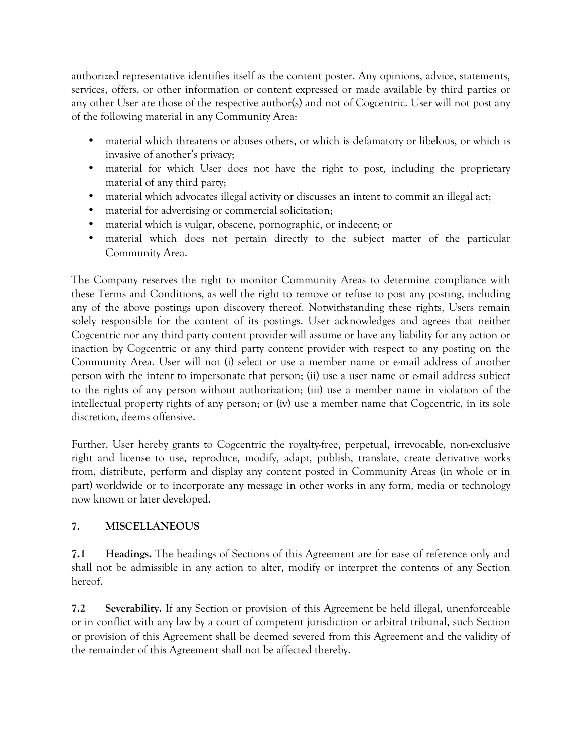authorized representative identifies itself as the content poster. Any opinions, advice, statements, services, offers, or other information or content expressed or made available by third parties or any other User are those of the respective author(s) and not of Cogcentric. User will not post any of the following material in any Community Area:

- material which threatens or abuses others, or which is defamatory or libelous, or which is invasive of another's privacy;
- material for which User does not have the right to post, including the proprietary material of any third party;
- material which advocates illegal activity or discusses an intent to commit an illegal act;
- material for advertising or commercial solicitation;
- material which is vulgar, obscene, pornographic, or indecent; or
- material which does not pertain directly to the subject matter of the particular Community Area.

The Company reserves the right to monitor Community Areas to determine compliance with these Terms and Conditions, as well the right to remove or refuse to post any posting, including any of the above postings upon discovery thereof. Notwithstanding these rights, Users remain solely responsible for the content of its postings. User acknowledges and agrees that neither Cogcentric nor any third party content provider will assume or have any liability for any action or inaction by Cogcentric or any third party content provider with respect to any posting on the Community Area. User will not (i) select or use a member name or e-mail address of another person with the intent to impersonate that person; (ii) use a user name or e-mail address subject to the rights of any person without authorization; (iii) use a member name in violation of the intellectual property rights of any person; or (iv) use a member name that Cogcentric, in its sole discretion, deems offensive.

Further, User hereby grants to Cogcentric the royalty-free, perpetual, irrevocable, non-exclusive right and license to use, reproduce, modify, adapt, publish, translate, create derivative works from, distribute, perform and display any content posted in Community Areas (in whole or in part) worldwide or to incorporate any message in other works in any form, media or technology now known or later developed.

## 7. MISCELLANEOUS

**7.1 Headings.** The headings of Sections of this Agreement are for ease of reference only and shall not be admissible in any action to alter, modify or interpret the contents of any Section hereof.

**7.2 Severability.** If any Section or provision of this Agreement be held illegal, unenforceable or in conflict with any law by a court of competent jurisdiction or arbitral tribunal, such Section or provision of this Agreement shall be deemed severed from this Agreement and the validity of the remainder of this Agreement shall not be affected thereby.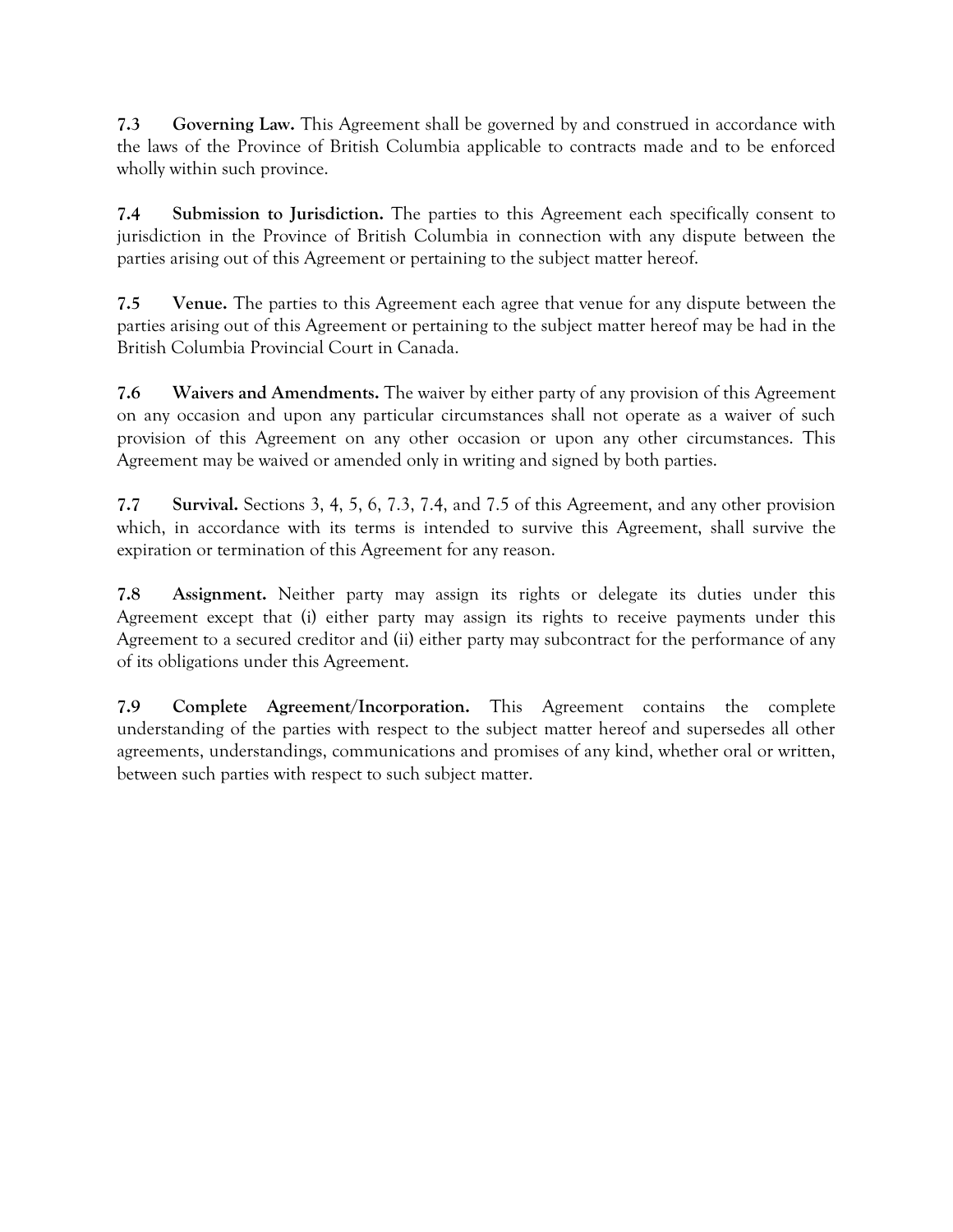**7.3 Governing Law.** This Agreement shall be governed by and construed in accordance with the laws of the Province of British Columbia applicable to contracts made and to be enforced wholly within such province.

**7.4 Submission to Jurisdiction.** The parties to this Agreement each specifically consent to jurisdiction in the Province of British Columbia in connection with any dispute between the parties arising out of this Agreement or pertaining to the subject matter hereof.

**7.5 Venue.** The parties to this Agreement each agree that venue for any dispute between the parties arising out of this Agreement or pertaining to the subject matter hereof may be had in the British Columbia Provincial Court in Canada.

**7.6 Waivers and Amendments.** The waiver by either party of any provision of this Agreement on any occasion and upon any particular circumstances shall not operate as a waiver of such provision of this Agreement on any other occasion or upon any other circumstances. This Agreement may be waived or amended only in writing and signed by both parties.

**7.7 Survival.** Sections 3, 4, 5, 6, 7.3, 7.4, and 7.5 of this Agreement, and any other provision which, in accordance with its terms is intended to survive this Agreement, shall survive the expiration or termination of this Agreement for any reason.

**7.8 Assignment.** Neither party may assign its rights or delegate its duties under this Agreement except that (i) either party may assign its rights to receive payments under this Agreement to a secured creditor and (ii) either party may subcontract for the performance of any of its obligations under this Agreement.

**7.9 Complete Agreement/Incorporation.** This Agreement contains the complete understanding of the parties with respect to the subject matter hereof and supersedes all other agreements, understandings, communications and promises of any kind, whether oral or written, between such parties with respect to such subject matter.